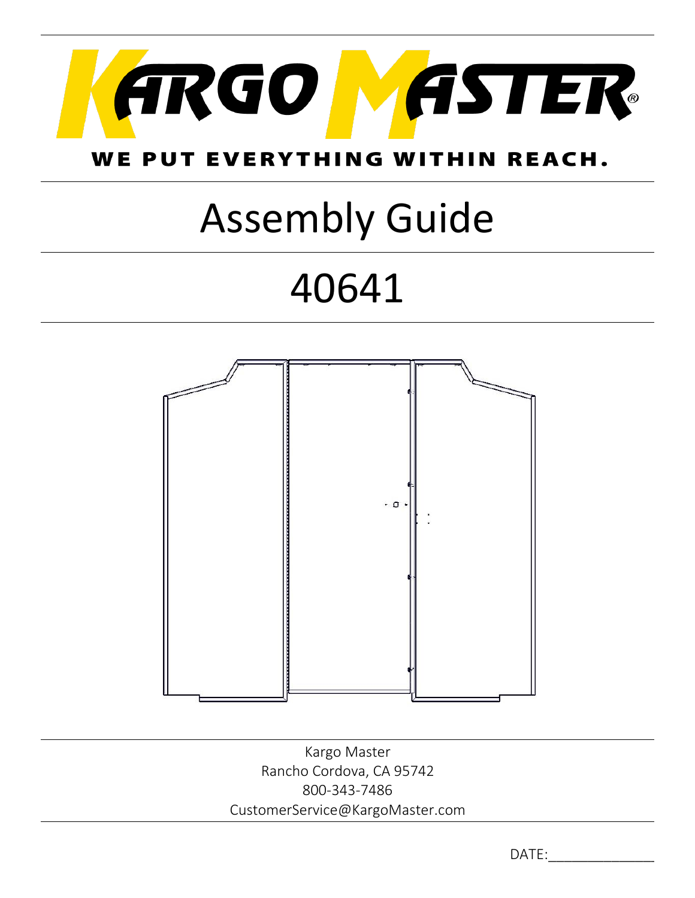# KARGO MASTER®

WE PUT EVERYTHING WITHIN REACH.

# Assembly Guide

# 40641

Kargo Master
Rancho Cordova, CA 95742
800-343-7486
CustomerService@KargoMaster.com

DATE:_______________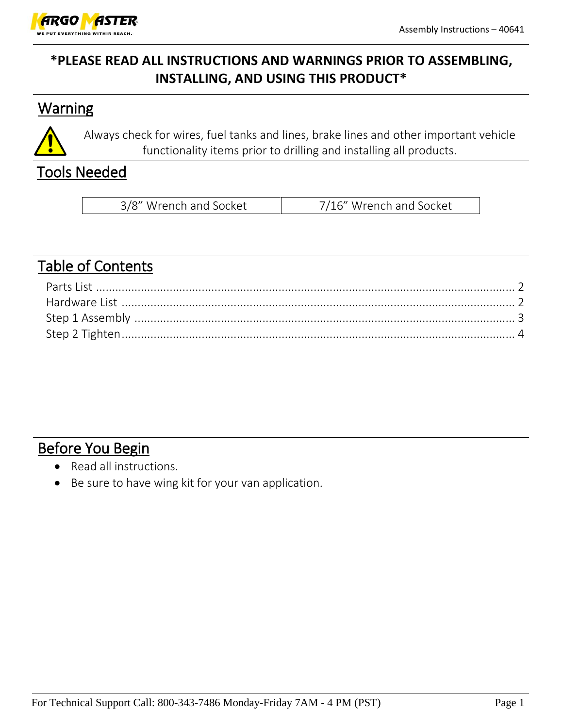**\*PLEASE READ ALL INSTRUCTIONS AND WARNINGS PRIOR TO ASSEMBLING, INSTALLING, AND USING THIS PRODUCT\***

## Warning

Always check for wires, fuel tanks and lines, brake lines and other important vehicle functionality items prior to drilling and installing all products.

## Tools Needed

| 3/8" Wrench and Socket | 7/16" Wrench and Socket |
|---|---|

## Table of Contents

Parts List ........................................................ 2
Hardware List ........................................................ 2
Step 1 Assembly ........................................................ 3
Step 2 Tighten ........................................................ 4

## Before You Begin

- Read all instructions.
- Be sure to have wing kit for your van application.

For Technical Support Call: 800-343-7486 Monday-Friday 7AM - 4 PM (PST)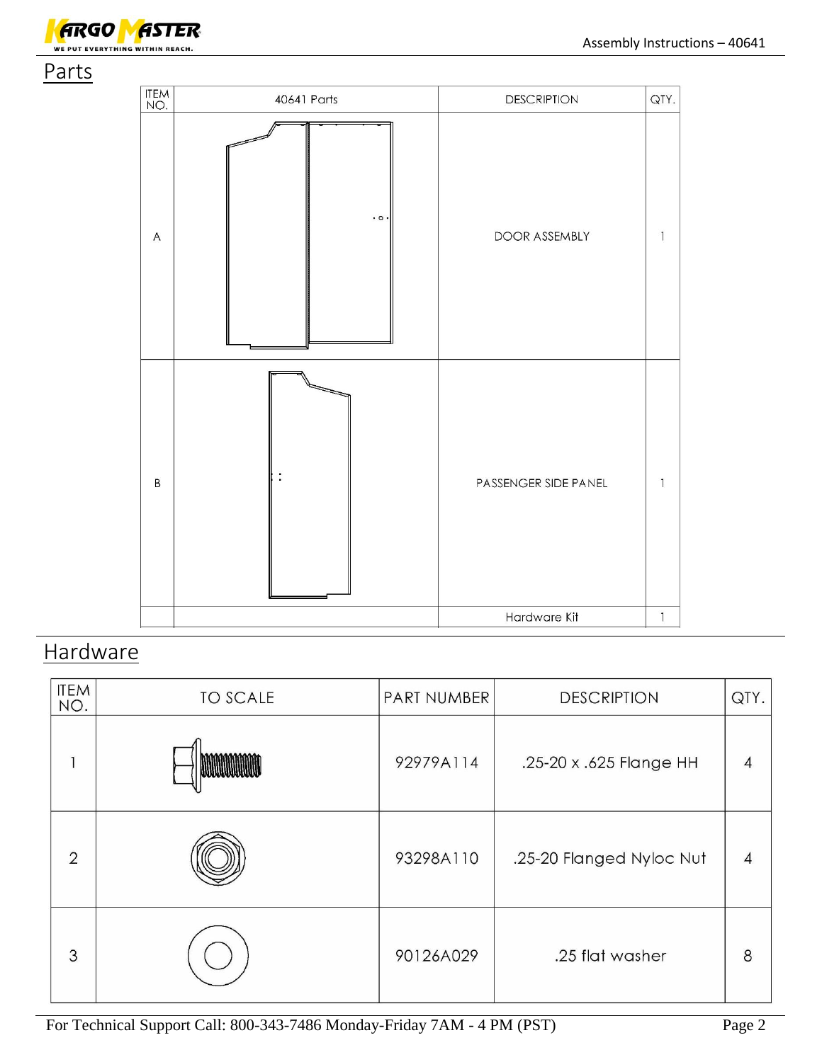## Parts

| ITEM NO. | 40641 Parts | DESCRIPTION | QTY. |
|---|---|---|---|
| A | | DOOR ASSEMBLY | 1 |
| B | | PASSENGER SIDE PANEL | 1 |
| | | Hardware Kit | 1 |

## Hardware

| ITEM NO. | TO SCALE | PART NUMBER | DESCRIPTION | QTY. |
|---|---|---|---|---|
| 1 | | 92979A114 | .25-20 x .625 Flange HH | 4 |
| 2 | | 93298A110 | .25-20 Flanged Nyloc Nut | 4 |
| 3 | | 90126A029 | .25 flat washer | 8 |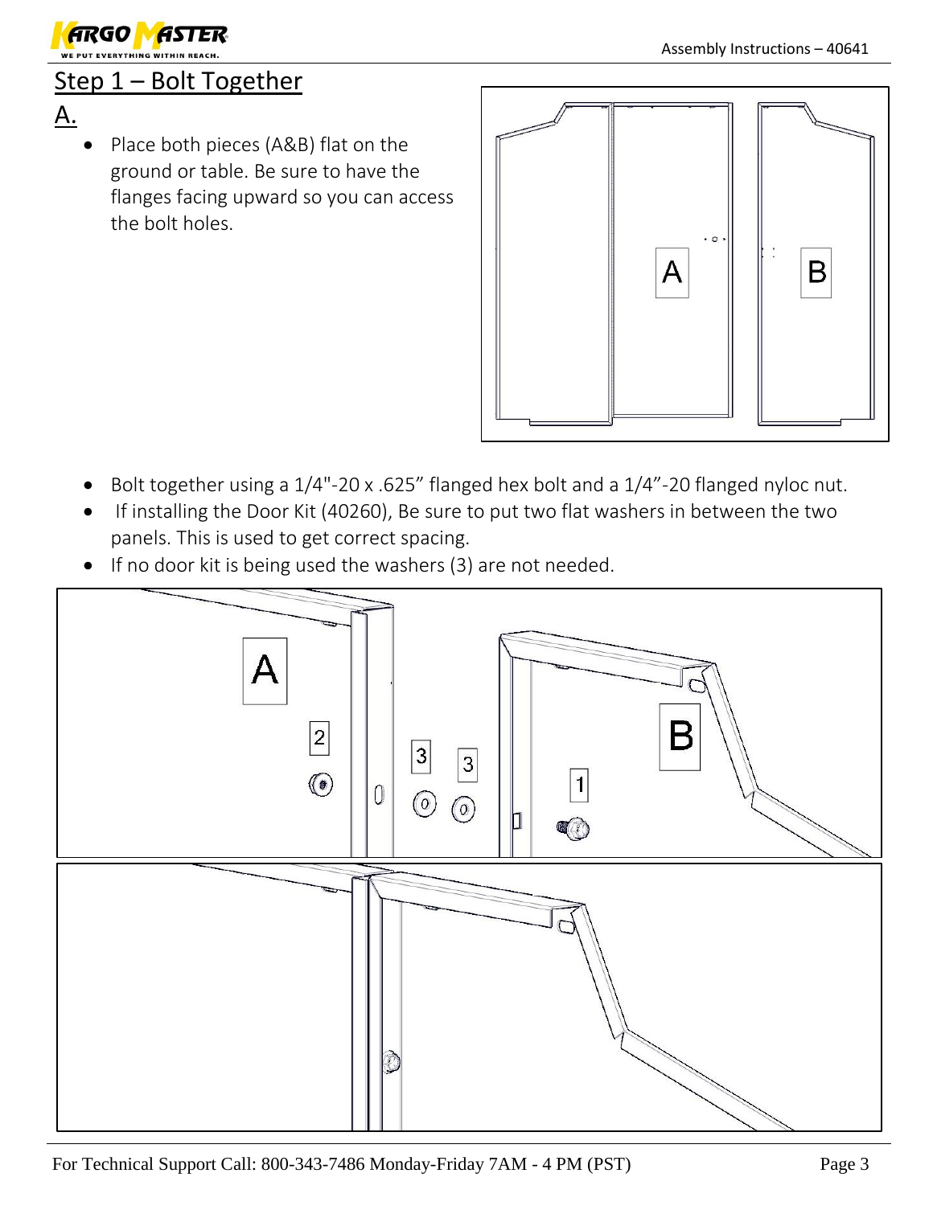## Step 1 – Bolt Together

### A.

- Place both pieces (A&B) flat on the ground or table. Be sure to have the flanges facing upward so you can access the bolt holes.

- Bolt together using a 1/4"-20 x .625” flanged hex bolt and a 1/4”-20 flanged nyloc nut.
- If installing the Door Kit (40260), Be sure to put two flat washers in between the two panels. This is used to get correct spacing.
- If no door kit is being used the washers (3) are not needed.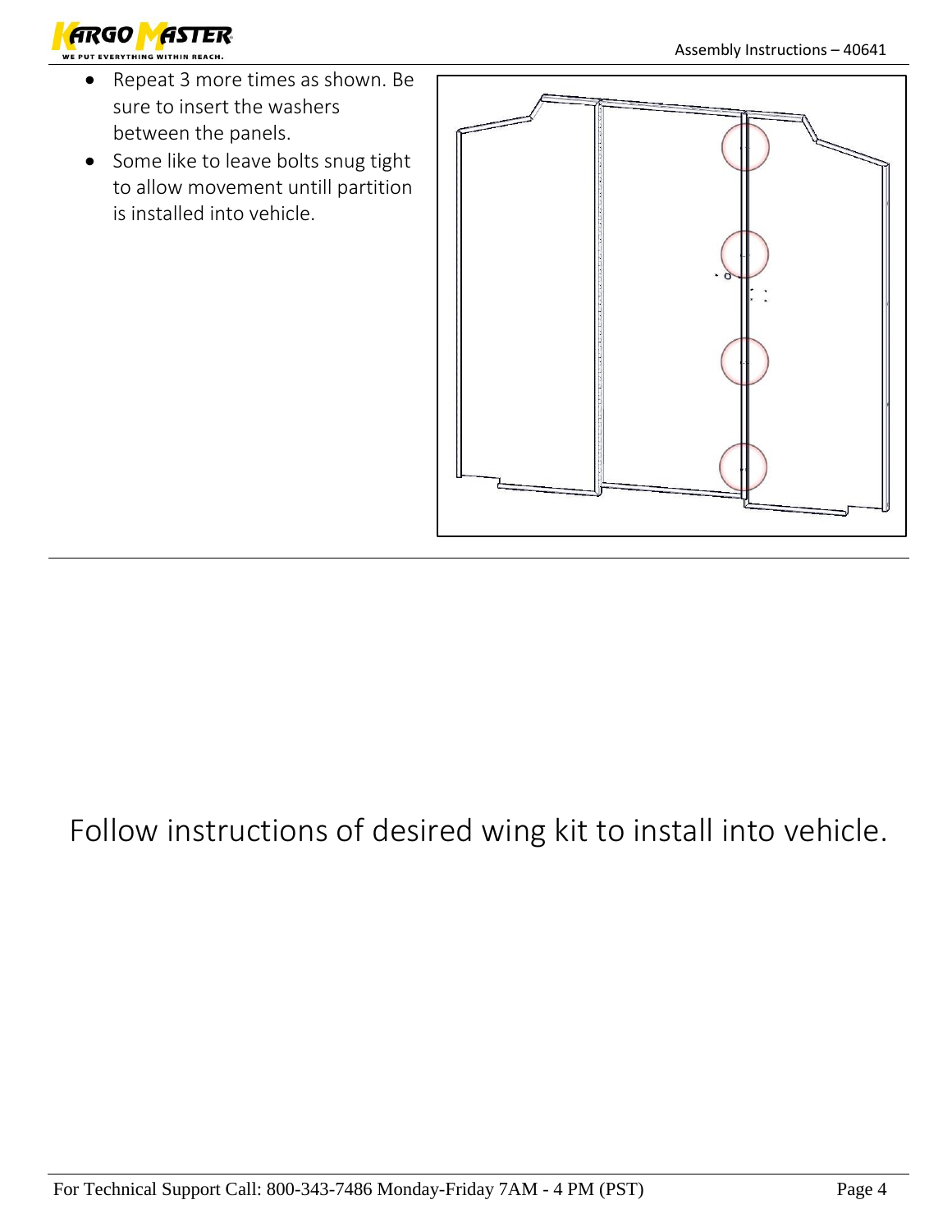- Repeat 3 more times as shown. Be sure to insert the washers between the panels.
- Some like to leave bolts snug tight to allow movement untill partition is installed into vehicle.

Follow instructions of desired wing kit to install into vehicle.